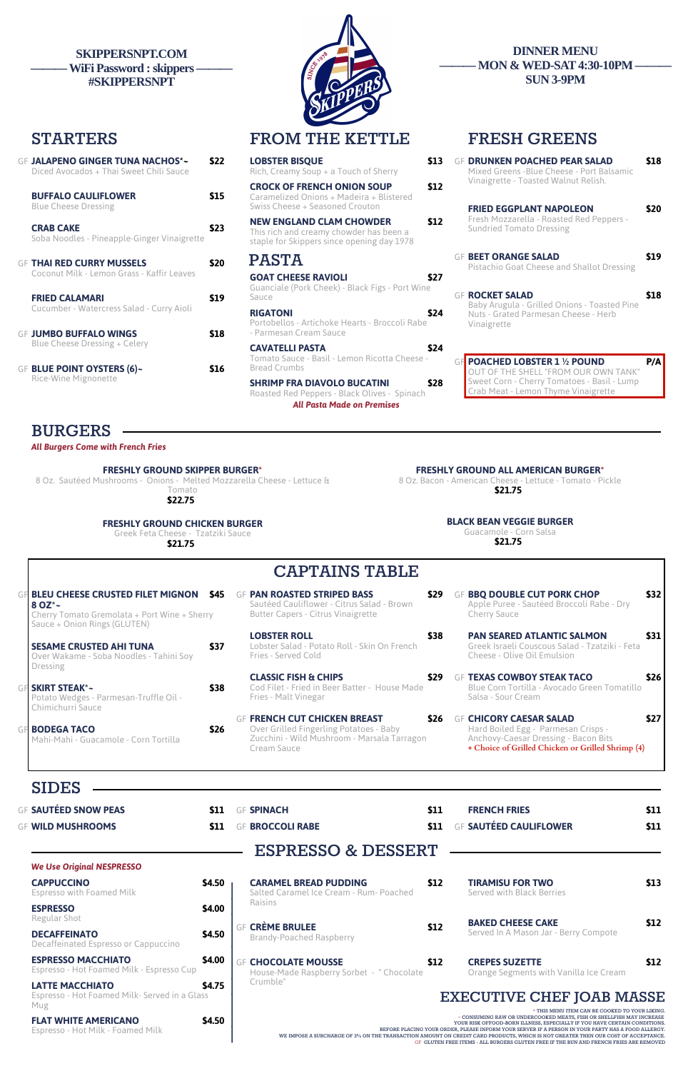SKIPPERSNPT.COM
WiFi Password : skippers
#SKIPPERSNPT

**DINNER MENU**
**MON & WED-SAT 4:30-10PM**
**SUN 3-9PM**

## STARTERS

**GF JALAPENO GINGER TUNA NACHOS*~** — $22
Diced Avocados + Thai Sweet Chili Sauce

**BUFFALO CAULIFLOWER** — $15
Blue Cheese Dressing

**CRAB CAKE** — $23
Soba Noodles - Pineapple-Ginger Vinaigrette

**GF THAI RED CURRY MUSSELS** — $20
Coconut Milk - Lemon Grass - Kaffir Leaves

**FRIED CALAMARI** — $19
Cucumber - Watercress Salad - Curry Aioli

**GF JUMBO BUFFALO WINGS** — $18
Blue Cheese Dressing + Celery

**GF BLUE POINT OYSTERS (6)~** — $16
Rice-Wine Mignonette

## FROM THE KETTLE

**LOBSTER BISQUE** — $13
Rich, Creamy Soup + a Touch of Sherry

**CROCK OF FRENCH ONION SOUP** — $12
Caramelized Onions + Madeira + Blistered Swiss Cheese + Seasoned Crouton

**NEW ENGLAND CLAM CHOWDER** — $12
This rich and creamy chowder has been a staple for Skippers since opening day 1978

## PASTA

**GOAT CHEESE RAVIOLI** — $27
Guanciale (Pork Cheek) - Black Figs - Port Wine Sauce

**RIGATONI** — $24
Portobellos - Artichoke Hearts - Broccoli Rabe - Parmesan Cream Sauce

**CAVATELLI PASTA** — $24
Tomato Sauce - Basil - Lemon Ricotta Cheese - Bread Crumbs

**SHRIMP FRA DIAVOLO BUCATINI** — $28
Roasted Red Peppers - Black Olives - Spinach

*All Pasta Made on Premises*

## FRESH GREENS

**GF DRUNKEN POACHED PEAR SALAD** — $18
Mixed Greens -Blue Cheese - Port Balsamic Vinaigrette - Toasted Walnut Relish.

**FRIED EGGPLANT NAPOLEON** — $20
Fresh Mozzarella - Roasted Red Peppers - Sundried Tomato Dressing

**GF BEET ORANGE SALAD** — $19
Pistachio Goat Cheese and Shallot Dressing

**GF ROCKET SALAD** — $18
Baby Arugula - Grilled Onions - Toasted Pine Nuts - Grated Parmesan Cheese - Herb Vinaigrette

**GF POACHED LOBSTER 1 ½ POUND** — P/A
OUT OF THE SHELL "FROM OUR OWN TANK" Sweet Corn - Cherry Tomatoes - Basil - Lump Crab Meat - Lemon Thyme Vinaigrette

## BURGERS

*All Burgers Come with French Fries*

**FRESHLY GROUND SKIPPER BURGER***
8 Oz. Sautéed Mushrooms - Onions - Melted Mozzarella Cheese - Lettuce & Tomato
**$22.75**

**FRESHLY GROUND ALL AMERICAN BURGER***
8 Oz. Bacon - American Cheese - Lettuce - Tomato - Pickle
**$21.75**

**FRESHLY GROUND CHICKEN BURGER**
Greek Feta Cheese - Tzatziki Sauce
**$21.75**

**BLACK BEAN VEGGIE BURGER**
Guacamole - Corn Salsa
**$21.75**

## CAPTAINS TABLE

**GF BLEU CHEESE CRUSTED FILET MIGNON 8 OZ*~** — $45
Cherry Tomato Gremolata + Port Wine + Sherry Sauce + Onion Rings (GLUTEN)

**SESAME CRUSTED AHI TUNA** — $37
Over Wakame - Soba Noodles - Tahini Soy Dressing

**GF SKIRT STEAK*~** — $38
Potato Wedges - Parmesan-Truffle Oil - Chimichurri Sauce

**GF BODEGA TACO** — $26
Mahi-Mahi - Guacamole - Corn Tortilla

**GF PAN ROASTED STRIPED BASS** — $29
Sautéed Cauliflower - Citrus Salad - Brown Butter Capers - Citrus Vinaigrette

**LOBSTER ROLL** — $38
Lobster Salad - Potato Roll - Skin On French Fries - Served Cold

**CLASSIC FISH & CHIPS** — $29
Cod Filet - Fried in Beer Batter - House Made Fries - Malt Vinegar

**GF FRENCH CUT CHICKEN BREAST** — $26
Over Grilled Fingerling Potatoes - Baby Zucchini - Wild Mushroom - Marsala Tarragon Cream Sauce

**GF BBQ DOUBLE CUT PORK CHOP** — $32
Apple Puree - Sautéed Broccoli Rabe - Dry Cherry Sauce

**PAN SEARED ATLANTIC SALMON** — $31
Greek Israeli Couscous Salad - Tzatziki - Feta Cheese - Olive Oil Emulsion

**GF TEXAS COWBOY STEAK TACO** — $26
Blue Corn Tortilla - Avocado Green Tomatillo Salsa - Sour Cream

**GF CHICORY CAESAR SALAD** — $27
Hard Boiled Egg - Parmesan Crisps - Anchovy-Caesar Dressing - Bacon Bits
+ Choice of Grilled Chicken or Grilled Shrimp (4)

## SIDES

| | |
|---|---|
| GF **SAUTÉED SNOW PEAS** | $11 |
| GF **WILD MUSHROOMS** | $11 |
| GF **SPINACH** | $11 |
| GF **BROCCOLI RABE** | $11 |
| **FRENCH FRIES** | $11 |
| GF **SAUTÉED CAULIFLOWER** | $11 |

## ESPRESSO & DESSERT

*We Use Original NESPRESSO*

**CAPPUCCINO** — $4.50
Espresso with Foamed Milk

**ESPRESSO** — $4.00
Regular Shot

**DECAFFEINATO** — $4.50
Decaffeinated Espresso or Cappuccino

**ESPRESSO MACCHIATO** — $4.00
Espresso - Hot Foamed Milk - Espresso Cup

**LATTE MACCHIATO** — $4.75
Espresso - Hot Foamed Milk- Served in a Glass Mug

**FLAT WHITE AMERICANO** — $4.50
Espresso - Hot Milk - Foamed Milk

**CARAMEL BREAD PUDDING** — $12
Salted Caramel Ice Cream - Rum- Poached Raisins

**GF CRÈME BRULEE** — $12
Brandy-Poached Raspberry

**GF CHOCOLATE MOUSSE** — $12
House-Made Raspberry Sorbet - "Chocolate Crumble"

**TIRAMISU FOR TWO** — $13
Served with Black Berries

**BAKED CHEESE CAKE** — $12
Served In A Mason Jar - Berry Compote

**CREPES SUZETTE** — $12
Orange Segments with Vanilla Ice Cream

## EXECUTIVE CHEF JOAB MASSE

* THIS MENU ITEM CAN BE COOKED TO YOUR LIKING.
~ CONSUMING RAW OR UNDERCOOKED MEATS, FISH OR SHELLFISH MAY INCREASE YOUR RISK OFFOOD-BORN ILLNESS, ESPECIALLY IF YOU HAVE CERTAIN CONDITIONS.
BEFORE PLACING YOUR ORDER, PLEASE INFORM YOUR SERVER IF A PERSON IN YOUR PARTY HAS A FOOD ALLERGY.
WE IMPOSE A SURCHARGE OF 3% ON THE TRANSACTION AMOUNT ON CREDIT CARD PRODUCTS, WHICH IS NOT GREATER THEN OUR COST OF ACCEPTANCE.
GF GLUTEN FREE ITEMS - ALL BURGERS GLUTEN FREE IF THE BUN AND FRENCH FRIES ARE REMOVED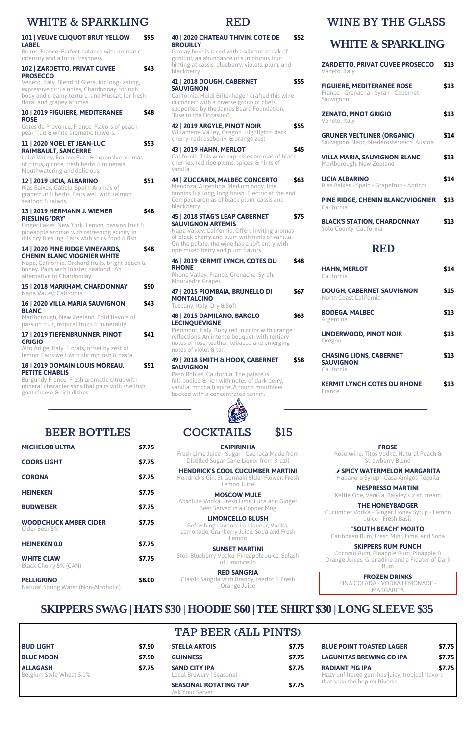## WHITE & SPARKLING

**101 | VEUVE CLIQUOT BRUT YELLOW LABEL** **$95**
Reims, France. Perfect balance with aromatic intensity and a lot of freshness.

**102 | ZARDETTO, PRIVAT CUVEE PROSECCO** **$43**
Veneto, Italy. Blend of Glera, for long-lasting, expressive citrus notes, Chardonnay, for rich body and creamy texture, and Muscat, for fresh floral and grapey aromas.

**10 | 2019 FIGUIERE, MEDITERANEE ROSE** **$48**
Cotes de Provence, France. Flavors of peach, pear fruit & white aromatic flowers.

**11 | 2020 NOEL ET JEAN-LUC RAIMBAULT, SANCERRE** **$53**
Loire Valley, France. Pure & expansive aromas of citrus, quince, fresh herbs & minerals. Mouthwatering and delicious.

**12 | 2019 LICIA, ALBARINO** **$51**
Rias Baixas, Galicia, Spain. Aromas of grapefruit & herbs. Pairs well with salmon, seafood & salads.

**13 | 2019 HERMANN J. WIEMER RIESLING 'DRY'** **$48**
Finger Lakes, New York. Lemon, passion fruit & pineapple aromas with refreshing acidity in this dry Riesling. Pairs with spicy food & fish.

**14 | 2020 PINE RIDGE VINEYARDS, CHENIN BLANC VIOGNIER WHITE** **$48**
Napa, California. Orchard fruits, bright peach & honey. Pairs with lobster, seafood. An alternative to Chardonnay.

**15 | 2018 MARKHAM, CHARDONNAY** **$50**
Napa Valley, California

**16 | 2020 VILLA MARIA SAUVIGNON BLANC** **$43**
Marlborough, New Zeeland. Bold flavors of passion fruit, tropical fruits & minerality.

**17 | 2019 TIEFENBRUNNER, PINOT GRIGIO** **$41**
Alto Adige, Italy. Florals, offset by zest of lemon. Pairs well with shrimp, fish & pasta.

**18 | 2019 DOMAIN LOUIS MOREAU, PETITE CHABLIS** **$51**
Burgundy France. Fresh aromatic citrus with mineral characteristics that pairs with shellfish, goat cheese & rich dishes.

## RED

**40 | 2020 CHATEAU THIVIN, COTE DE BROUILLY** **$52**
Gamay here is laced with a vibrant streak of gunflint, an abundance of sumptuous fruit hinting at cassis, blueberry, violets, plum, and blackberry

**41 | 2018 DOUGH, CABERNET SAUVIGNON** **$55**
California, Heidi Britenhagen crafted this wine in concert with a diverse group of chefs supported by the James Beard Foundation. "Rise to the Occasion"

**42 | 2019 ARGYLE, PINOT NOIR** **$55**
Willamette Valley, Oregon. Highlights dark cherry, red raspberry, & orange zest.

**43 | 2019 HAHN, MERLOT** **$45**
California. This wine expresses aromas of black cherries, red ripe plums, spices, & hints of vanilla.

**44 | ZUCCARDI, MALBEC CONCERTO** **$63**
Mendoza, Argentina. Medium body, fine tannins & a long, long finish. Electric at the end. Compact aromas of black plum, cassis and blackberry.

**45 | 2018 STAG'S LEAP CABERNET SAUVIGNON ARTEMIS** **$75**
Napa Valley, California. Offers inviting aromas of black cherry and plum with hints of vanilla. On the palate, the wine has a soft entry with ripe mixed berry and plum flavors.

**46 | 2019 KERMIT LYNCH, COTES DU RHONE** **$48**
Rhone Valley, France, Grenache, Syrah, Mourvedre Grapes

**47 | 2015 PIOMBAIA, BRUNELLO DI MONTALCINO** **$67**
Tuscany, Italy. Dry & Soft.

**48 | 2015 DAMILANO, BAROLO LECINQUEVIGNE** **$63**
Piedmont, Italy. Ruby red in color with orange reflections. An intense bouquet, with tertiary notes of rose, leather, tobacco and emerging notes of violet & tar.

**49 | 2018 SMITH & HOOK, CABERNET SAUVIGNON** **$58**
Paso Robles, California. The palate is full-bodied & rich with notes of dark berry, vanilla, mocha & spice. A round mouthfeel backed with a concentrated tannin.

## WINE BY THE GLASS

### WHITE & SPARKLING

**ZARDETTO, PRIVAT CUVEE PROSECCO** **$13**
Veneto, Italy

**FIGUIERE, MEDITERANEE ROSE** **$13**
France - Grenacha - Syrah - Cabernet Sauvignon

**ZENATO, PINOT GRIGIO** **$13**
Veneto, Italy

**GRUNER VELTLINER (ORGANIC)** **$14**
Sauvignon Blanc, Niederosterreich, Austria

**VILLA MARIA, SAUVIGNON BLANC** **$13**
Marlborough, New Zealand

**LICIA ALBARINO** **$14**
Rias Baixas - Spain - Grapefruit - Apricot

**PINE RIDGE, CHENIN BLANC/VIOGNIER** **$13**
California

**BLACK'S STATION, CHARDONNAY** **$13**
Yolo County, California

### RED

**HAHN, MERLOT** **$14**
California

**DOUGH, CABERNET SAUVIGNON** **$15**
North Coast California

**BODEGA, MALBEC** **$13**
Argentina

**UNDERWOOD, PINOT NOIR** **$13**
Oregon

**CHASING LIONS, CABERNET SAUVIGNON** **$13**
California

**KERMIT LYNCH COTES DU RHONE** **$13**
France

## BEER BOTTLES

| | |
|---|---|
| **MICHELOB ULTRA** | $7.75 |
| **COORS LIGHT** | $7.75 |
| **CORONA** | $7.75 |
| **HEINEKEN** | $7.75 |
| **BUDWEISER** | $7.75 |
| **WOODCHUCK AMBER CIDER** Cider Beer 5% | $7.75 |
| **HEINEKEN 0.0** | $7.75 |
| **WHITE CLAW** Black Cherry 5% (CAN) | $7.75 |
| **PELLIGRINO** Natural Spring Water (Non-Alcoholic) | $8.00 |

## COCKTAILS $15

**CAIPIRINHA**
Fresh Lime Juice - Sugar - Cachaca Made from Distilled Sugar Cane Liquor from Brazil

**HENDRICK'S COOL CUCUMBER MARTINI**
Hendrick's Gin, St-Germain Elder Flower, Fresh Lemon Juice

**MOSCOW MULE**
Absolute Vodka, Fresh Lime Juice and Ginger Beer Served in a Copper Mug

**LIMONCELLO BLUSH**
Refreshing Limoncello Liqueur, Vodka, Lemonade, Cranberry Juice, Soda and Fresh Lemon

**SUNSET MARTINI**
Stoli Blueberry Vodka, Pineapple Juice, Splash of Limoncello

**RED SANGRIA**
Classic Sangria with Brandy, Merlot & Fresh Orange Juice

**FROSE**
Rose Wine, Titos Vodka, Natural Peach & Strawberry Blend

**SPICY WATERMELON MARGARITA**
Habanero Syrup - Casa Amigos Tequila

**NESPRESSO MARTINI**
Kettle One, Vanilla, Baiyley's Irish cream

**THE HONEYBADGER**
Cucumber Vodka - Ginger Honey Syrup - Lemon Juice - Fresh Basil

**"SOUTH BEACH" MOJITO**
Caribbean Rum, Fresh Mint, Lime, and Soda

**SKIPPERS RUM PUNCH**
Coconut Rum, Pinapple Rum, Pinapple & Orange Juices, Grenadine and a Floater of Dark Rum

**FROZEN DRINKS**
PINA COLADA - VODKA LEMONADE - MARGARITA

## SKIPPERS SWAG | HATS $30 | HOODIE $60 | TEE SHIRT $30 | LONG SLEEVE $35

## TAP BEER (ALL PINTS)

| | |
|---|---|
| **BUD LIGHT** | $7.50 |
| **BLUE MOON** | $7.50 |
| **ALLAGASH** Belgium Style Wheat 5.1% | $7.75 |
| **STELLA ARTOIS** | $7.75 |
| **GUINNESS** | $7.75 |
| **SAND CITY IPA** Local Brewery \| Seasonal | $7.75 |
| **SEASONAL ROTATING TAP** Ask Your Server | $7.75 |
| **BLUE POINT TOASTED LAGER** | $7.75 |
| **LAGUNITAS BREWING CO IPA** | $7.75 |
| **RADIANT PIG IPA** Hazy unfiltered gem has juicy, tropical flavors that span the hop multiverse | $7.75 |